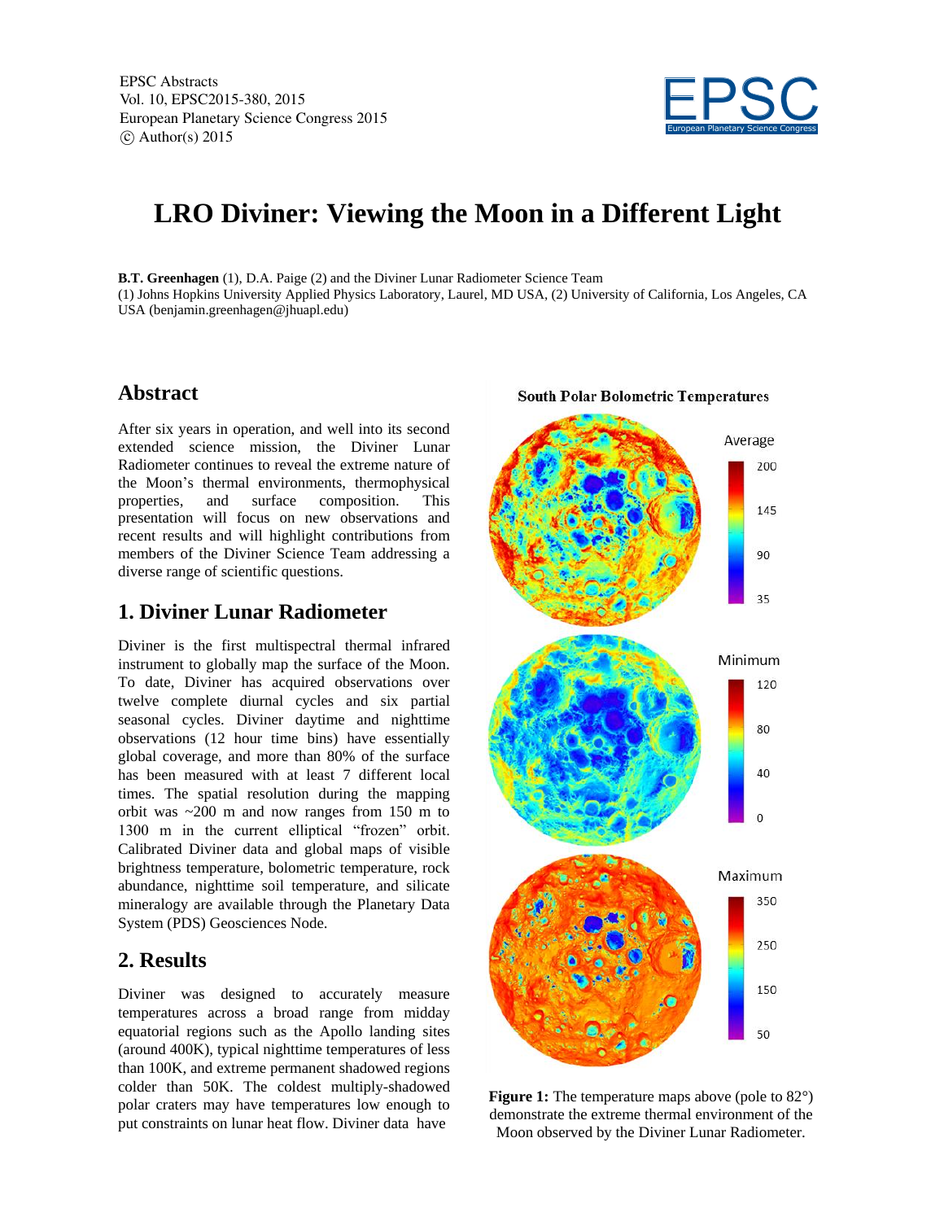EPSC Abstracts
Vol. 10, EPSC2015-380, 2015
European Planetary Science Congress 2015
© Author(s) 2015

# LRO Diviner: Viewing the Moon in a Different Light

**B.T. Greenhagen** (1), D.A. Paige (2) and the Diviner Lunar Radiometer Science Team
(1) Johns Hopkins University Applied Physics Laboratory, Laurel, MD USA, (2) University of California, Los Angeles, CA USA (benjamin.greenhagen@jhuapl.edu)

## Abstract

After six years in operation, and well into its second extended science mission, the Diviner Lunar Radiometer continues to reveal the extreme nature of the Moon's thermal environments, thermophysical properties, and surface composition. This presentation will focus on new observations and recent results and will highlight contributions from members of the Diviner Science Team addressing a diverse range of scientific questions.

## 1. Diviner Lunar Radiometer

Diviner is the first multispectral thermal infrared instrument to globally map the surface of the Moon. To date, Diviner has acquired observations over twelve complete diurnal cycles and six partial seasonal cycles. Diviner daytime and nighttime observations (12 hour time bins) have essentially global coverage, and more than 80% of the surface has been measured with at least 7 different local times. The spatial resolution during the mapping orbit was ~200 m and now ranges from 150 m to 1300 m in the current elliptical "frozen" orbit. Calibrated Diviner data and global maps of visible brightness temperature, bolometric temperature, rock abundance, nighttime soil temperature, and silicate mineralogy are available through the Planetary Data System (PDS) Geosciences Node.

## 2. Results

Diviner was designed to accurately measure temperatures across a broad range from midday equatorial regions such as the Apollo landing sites (around 400K), typical nighttime temperatures of less than 100K, and extreme permanent shadowed regions colder than 50K. The coldest multiply-shadowed polar craters may have temperatures low enough to put constraints on lunar heat flow. Diviner data have

**Figure 1:** The temperature maps above (pole to 82°) demonstrate the extreme thermal environment of the Moon observed by the Diviner Lunar Radiometer.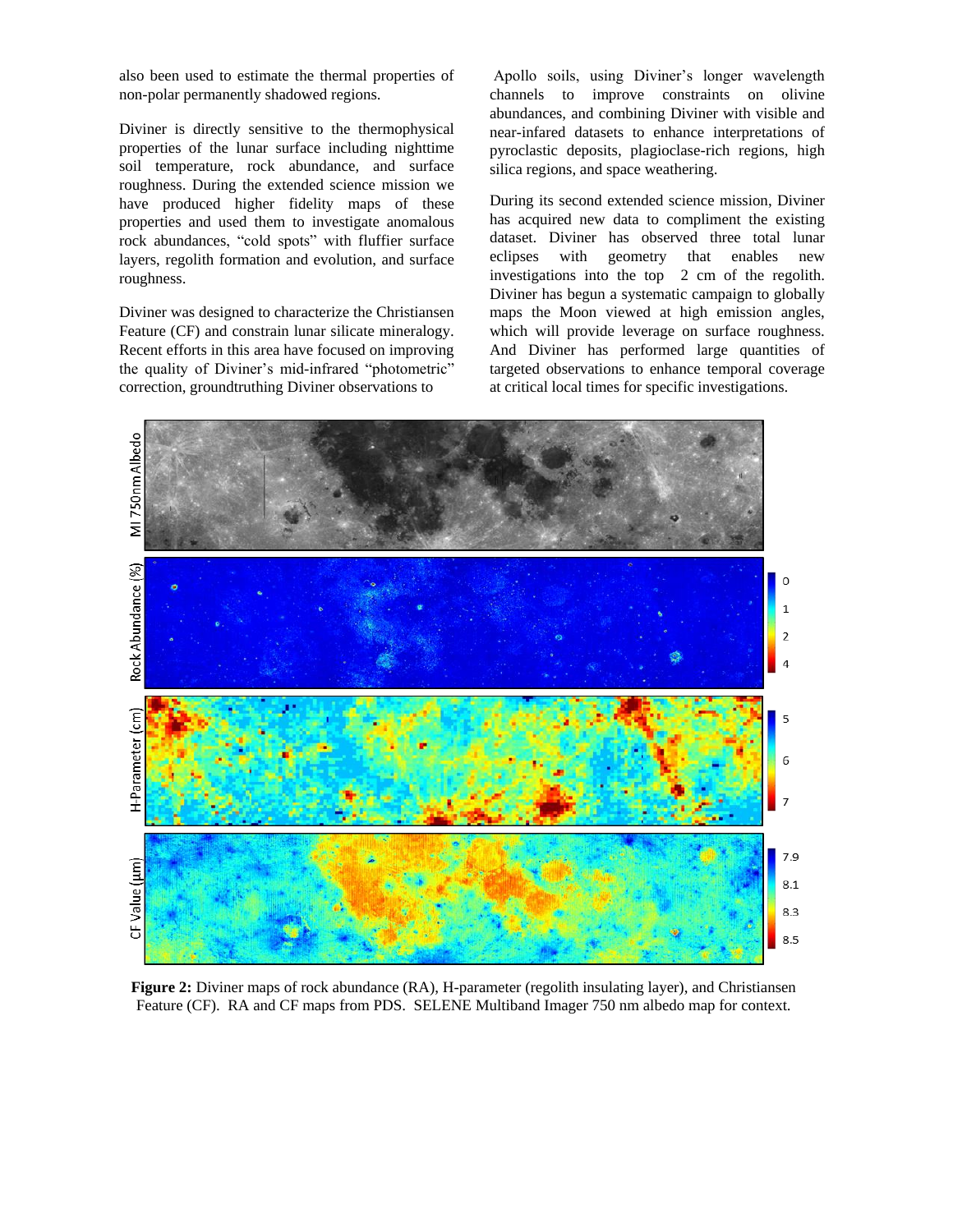also been used to estimate the thermal properties of non-polar permanently shadowed regions.

Diviner is directly sensitive to the thermophysical properties of the lunar surface including nighttime soil temperature, rock abundance, and surface roughness. During the extended science mission we have produced higher fidelity maps of these properties and used them to investigate anomalous rock abundances, "cold spots" with fluffier surface layers, regolith formation and evolution, and surface roughness.

Diviner was designed to characterize the Christiansen Feature (CF) and constrain lunar silicate mineralogy. Recent efforts in this area have focused on improving the quality of Diviner's mid-infrared "photometric" correction, groundtruthing Diviner observations to Apollo soils, using Diviner's longer wavelength channels to improve constraints on olivine abundances, and combining Diviner with visible and near-infared datasets to enhance interpretations of pyroclastic deposits, plagioclase-rich regions, high silica regions, and space weathering.

During its second extended science mission, Diviner has acquired new data to compliment the existing dataset. Diviner has observed three total lunar eclipses with geometry that enables new investigations into the top 2 cm of the regolith. Diviner has begun a systematic campaign to globally maps the Moon viewed at high emission angles, which will provide leverage on surface roughness. And Diviner has performed large quantities of targeted observations to enhance temporal coverage at critical local times for specific investigations.

MI 750nm Albedo

Rock Abundance (%)
0
1
2
4

H-Parameter (cm)
5
6
7

CF Value (μm)
7.9
8.1
8.3
8.5

**Figure 2:** Diviner maps of rock abundance (RA), H-parameter (regolith insulating layer), and Christiansen Feature (CF). RA and CF maps from PDS. SELENE Multiband Imager 750 nm albedo map for context.